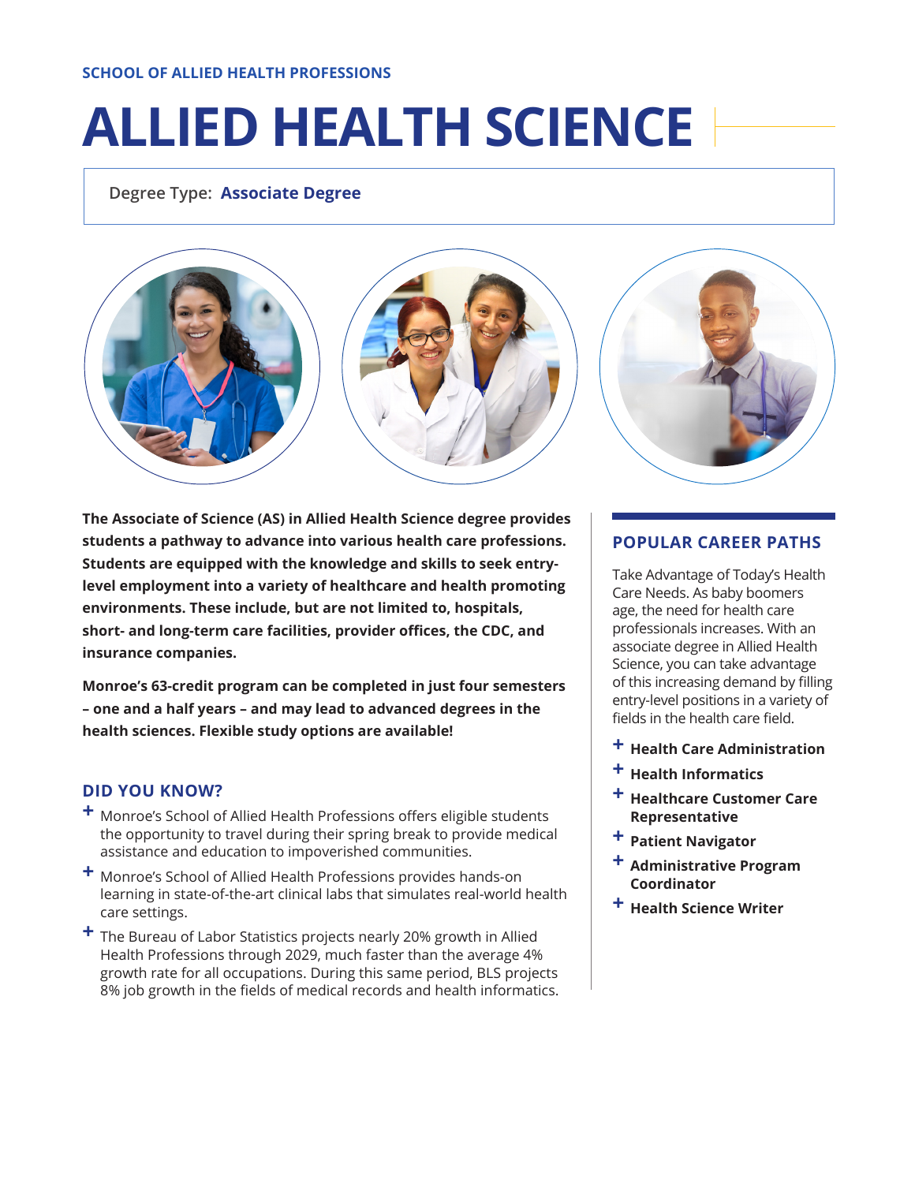SCHOOL OF ALLIED HEALTH PROFESSIONS

# ALLIED HEALTH SCIENCE

Degree Type: **Associate Degree**

**The Associate of Science (AS) in Allied Health Science degree provides students a pathway to advance into various health care professions. Students are equipped with the knowledge and skills to seek entry-level employment into a variety of healthcare and health promoting environments. These include, but are not limited to, hospitals, short- and long-term care facilities, provider offices, the CDC, and insurance companies.**

**Monroe's 63-credit program can be completed in just four semesters – one and a half years – and may lead to advanced degrees in the health sciences. Flexible study options are available!**

## DID YOU KNOW?

+ Monroe's School of Allied Health Professions offers eligible students the opportunity to travel during their spring break to provide medical assistance and education to impoverished communities.
+ Monroe's School of Allied Health Professions provides hands-on learning in state-of-the-art clinical labs that simulates real-world health care settings.
+ The Bureau of Labor Statistics projects nearly 20% growth in Allied Health Professions through 2029, much faster than the average 4% growth rate for all occupations. During this same period, BLS projects 8% job growth in the fields of medical records and health informatics.

## POPULAR CAREER PATHS

Take Advantage of Today's Health Care Needs. As baby boomers age, the need for health care professionals increases. With an associate degree in Allied Health Science, you can take advantage of this increasing demand by filling entry-level positions in a variety of fields in the health care field.

+ **Health Care Administration**
+ **Health Informatics**
+ **Healthcare Customer Care Representative**
+ **Patient Navigator**
+ **Administrative Program Coordinator**
+ **Health Science Writer**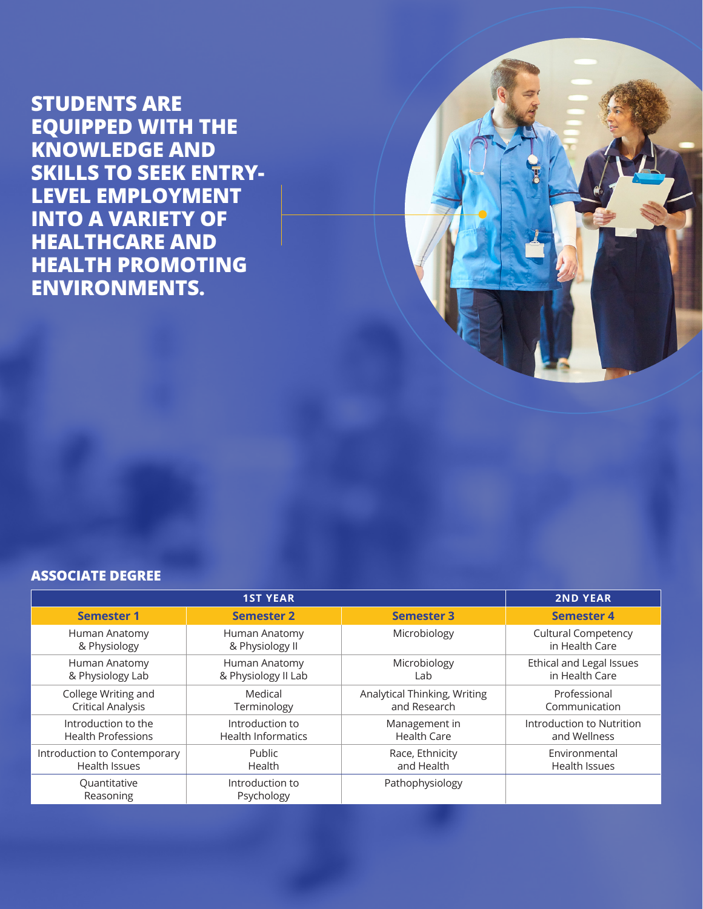**STUDENTS ARE EQUIPPED WITH THE KNOWLEDGE AND SKILLS TO SEEK ENTRY-LEVEL EMPLOYMENT INTO A VARIETY OF HEALTHCARE AND HEALTH PROMOTING ENVIRONMENTS.**

## ASSOCIATE DEGREE

| 1ST YEAR | | | 2ND YEAR |
|---|---|---|---|
| **Semester 1** | **Semester 2** | **Semester 3** | **Semester 4** |
| Human Anatomy & Physiology | Human Anatomy & Physiology II | Microbiology | Cultural Competency in Health Care |
| Human Anatomy & Physiology Lab | Human Anatomy & Physiology II Lab | Microbiology Lab | Ethical and Legal Issues in Health Care |
| College Writing and Critical Analysis | Medical Terminology | Analytical Thinking, Writing and Research | Professional Communication |
| Introduction to the Health Professions | Introduction to Health Informatics | Management in Health Care | Introduction to Nutrition and Wellness |
| Introduction to Contemporary Health Issues | Public Health | Race, Ethnicity and Health | Environmental Health Issues |
| Quantitative Reasoning | Introduction to Psychology | Pathophysiology | |